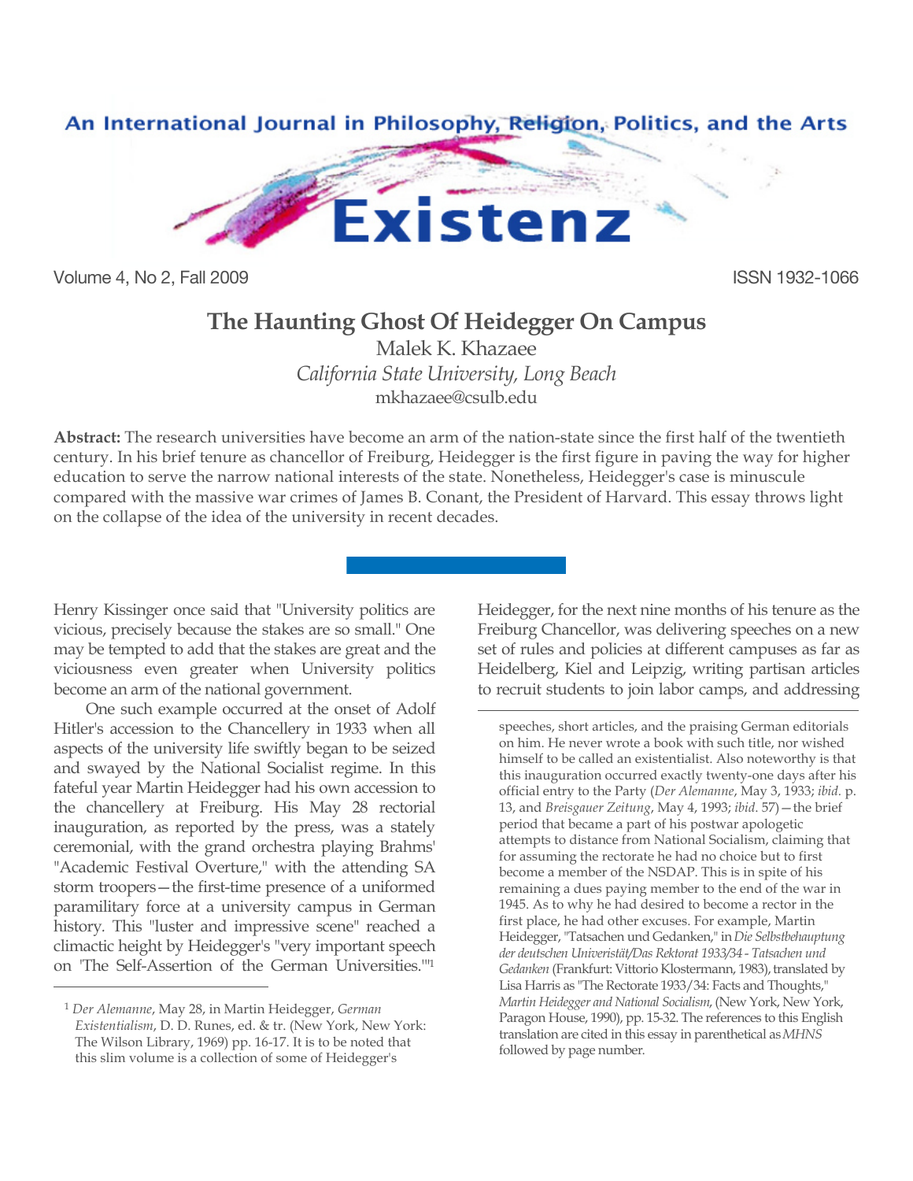# The Haunting Ghost Of Heidegger On Campus

Malek K. Khazaee
*California State University, Long Beach*
mkhazaee@csulb.edu

**Abstract:** The research universities have become an arm of the nation-state since the first half of the twentieth century. In his brief tenure as chancellor of Freiburg, Heidegger is the first figure in paving the way for higher education to serve the narrow national interests of the state. Nonetheless, Heidegger's case is minuscule compared with the massive war crimes of James B. Conant, the President of Harvard. This essay throws light on the collapse of the idea of the university in recent decades.

Henry Kissinger once said that "University politics are vicious, precisely because the stakes are so small." One may be tempted to add that the stakes are great and the viciousness even greater when University politics become an arm of the national government.

One such example occurred at the onset of Adolf Hitler's accession to the Chancellery in 1933 when all aspects of the university life swiftly began to be seized and swayed by the National Socialist regime. In this fateful year Martin Heidegger had his own accession to the chancellery at Freiburg. His May 28 rectorial inauguration, as reported by the press, was a stately ceremonial, with the grand orchestra playing Brahms' "Academic Festival Overture," with the attending SA storm troopers—the first-time presence of a uniformed paramilitary force at a university campus in German history. This "luster and impressive scene" reached a climactic height by Heidegger's "very important speech on 'The Self-Assertion of the German Universities.'"[1] Heidegger, for the next nine months of his tenure as the Freiburg Chancellor, was delivering speeches on a new set of rules and policies at different campuses as far as Heidelberg, Kiel and Leipzig, writing partisan articles to recruit students to join labor camps, and addressing

---

[1] *Der Alemanne*, May 28, in Martin Heidegger, *German Existentialism*, D. D. Runes, ed. & tr. (New York, New York: The Wilson Library, 1969) pp. 16-17. It is to be noted that this slim volume is a collection of some of Heidegger's speeches, short articles, and the praising German editorials on him. He never wrote a book with such title, nor wished himself to be called an existentialist. Also noteworthy is that this inauguration occurred exactly twenty-one days after his official entry to the Party (*Der Alemanne*, May 3, 1933; *ibid.* p. 13, and *Breisgauer Zeitung*, May 4, 1993; *ibid.* 57)—the brief period that became a part of his postwar apologetic attempts to distance from National Socialism, claiming that for assuming the rectorate he had no choice but to first become a member of the NSDAP. This is in spite of his remaining a dues paying member to the end of the war in 1945. As to why he had desired to become a rector in the first place, he had other excuses. For example, Martin Heidegger, "Tatsachen und Gedanken," in *Die Selbstbehauptung der deutschen Univeristät/Das Rektorat 1933/34 - Tatsachen und Gedanken* (Frankfurt: Vittorio Klostermann, 1983), translated by Lisa Harris as "The Rectorate 1933/34: Facts and Thoughts," *Martin Heidegger and National Socialism*, (New York, New York, Paragon House, 1990), pp. 15-32. The references to this English translation are cited in this essay in parenthetical as *MHNS* followed by page number.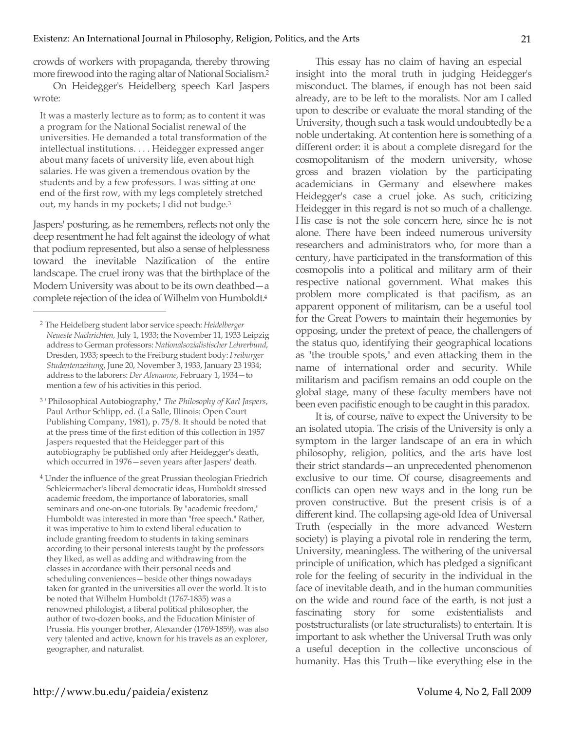crowds of workers with propaganda, thereby throwing more firewood into the raging altar of National Socialism.[2]

On Heidegger's Heidelberg speech Karl Jaspers wrote:

> It was a masterly lecture as to form; as to content it was a program for the National Socialist renewal of the universities. He demanded a total transformation of the intellectual institutions. . . . Heidegger expressed anger about many facets of university life, even about high salaries. He was given a tremendous ovation by the students and by a few professors. I was sitting at one end of the first row, with my legs completely stretched out, my hands in my pockets; I did not budge.[3]

Jaspers' posturing, as he remembers, reflects not only the deep resentment he had felt against the ideology of what that podium represented, but also a sense of helplessness toward the inevitable Nazification of the entire landscape. The cruel irony was that the birthplace of the Modern University was about to be its own deathbed—a complete rejection of the idea of Wilhelm von Humboldt.[4]

This essay has no claim of having an especial insight into the moral truth in judging Heidegger's misconduct. The blames, if enough has not been said already, are to be left to the moralists. Nor am I called upon to describe or evaluate the moral standing of the University, though such a task would undoubtedly be a noble undertaking. At contention here is something of a different order: it is about a complete disregard for the cosmopolitanism of the modern university, whose gross and brazen violation by the participating academicians in Germany and elsewhere makes Heidegger's case a cruel joke. As such, criticizing Heidegger in this regard is not so much of a challenge. His case is not the sole concern here, since he is not alone. There have been indeed numerous university researchers and administrators who, for more than a century, have participated in the transformation of this cosmopolis into a political and military arm of their respective national government. What makes this problem more complicated is that pacifism, as an apparent opponent of militarism, can be a useful tool for the Great Powers to maintain their hegemonies by opposing, under the pretext of peace, the challengers of the status quo, identifying their geographical locations as "the trouble spots," and even attacking them in the name of international order and security. While militarism and pacifism remains an odd couple on the global stage, many of these faculty members have not been even pacifistic enough to be caught in this paradox.

It is, of course, naïve to expect the University to be an isolated utopia. The crisis of the University is only a symptom in the larger landscape of an era in which philosophy, religion, politics, and the arts have lost their strict standards—an unprecedented phenomenon exclusive to our time. Of course, disagreements and conflicts can open new ways and in the long run be proven constructive. But the present crisis is of a different kind. The collapsing age-old Idea of Universal Truth (especially in the more advanced Western society) is playing a pivotal role in rendering the term, University, meaningless. The withering of the universal principle of unification, which has pledged a significant role for the feeling of security in the individual in the face of inevitable death, and in the human communities on the wide and round face of the earth, is not just a fascinating story for some existentialists and poststructuralists (or late structuralists) to entertain. It is important to ask whether the Universal Truth was only a useful deception in the collective unconscious of humanity. Has this Truth—like everything else in the

---

[2] The Heidelberg student labor service speech: *Heidelberger Neueste Nachrichten,* July 1, 1933; the November 11, 1933 Leipzig address to German professors: *Nationalsozialistischer Lehrerbund*, Dresden, 1933; speech to the Freiburg student body: *Freiburger Studentenzeitung*, June 20, November 3, 1933, January 23 1934; address to the laborers: *Der Alemanne*, February 1, 1934—to mention a few of his activities in this period.

[3] "Philosophical Autobiography," *The Philosophy of Karl Jaspers*, Paul Arthur Schlipp, ed. (La Salle, Illinois: Open Court Publishing Company, 1981), p. 75/8. It should be noted that at the press time of the first edition of this collection in 1957 Jaspers requested that the Heidegger part of this autobiography be published only after Heidegger's death, which occurred in 1976—seven years after Jaspers' death.

[4] Under the influence of the great Prussian theologian Friedrich Schleiermacher's liberal democratic ideas, Humboldt stressed academic freedom, the importance of laboratories, small seminars and one-on-one tutorials. By "academic freedom," Humboldt was interested in more than "free speech." Rather, it was imperative to him to extend liberal education to include granting freedom to students in taking seminars according to their personal interests taught by the professors they liked, as well as adding and withdrawing from the classes in accordance with their personal needs and scheduling conveniences—beside other things nowadays taken for granted in the universities all over the world. It is to be noted that Wilhelm Humboldt (1767-1835) was a renowned philologist, a liberal political philosopher, the author of two-dozen books, and the Education Minister of Prussia. His younger brother, Alexander (1769-1859), was also very talented and active, known for his travels as an explorer, geographer, and naturalist.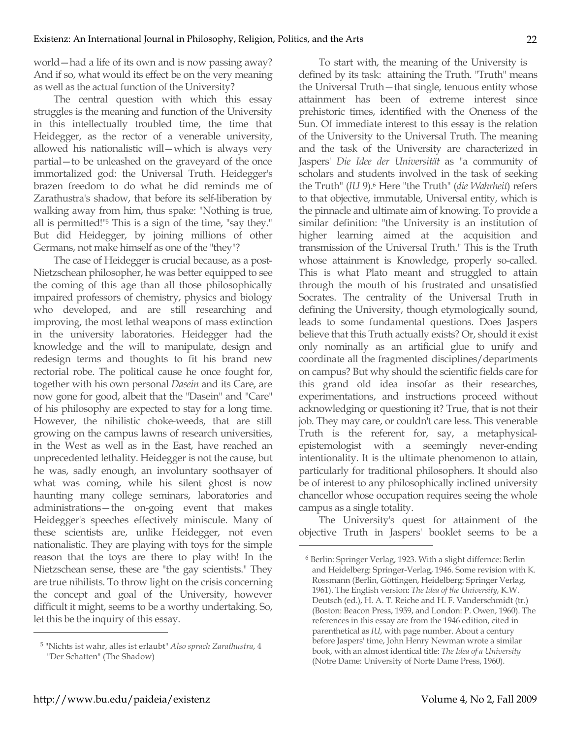world—had a life of its own and is now passing away? And if so, what would its effect be on the very meaning as well as the actual function of the University?

The central question with which this essay struggles is the meaning and function of the University in this intellectually troubled time, the time that Heidegger, as the rector of a venerable university, allowed his nationalistic will—which is always very partial—to be unleashed on the graveyard of the once immortalized god: the Universal Truth. Heidegger's brazen freedom to do what he did reminds me of Zarathustra's shadow, that before its self-liberation by walking away from him, thus spake: "Nothing is true, all is permitted!"[5] This is a sign of the time, "say they." But did Heidegger, by joining millions of other Germans, not make himself as one of the "they"?

The case of Heidegger is crucial because, as a post-Nietzschean philosopher, he was better equipped to see the coming of this age than all those philosophically impaired professors of chemistry, physics and biology who developed, and are still researching and improving, the most lethal weapons of mass extinction in the university laboratories. Heidegger had the knowledge and the will to manipulate, design and redesign terms and thoughts to fit his brand new rectorial robe. The political cause he once fought for, together with his own personal *Dasein* and its Care, are now gone for good, albeit that the "Dasein" and "Care" of his philosophy are expected to stay for a long time. However, the nihilistic choke-weeds, that are still growing on the campus lawns of research universities, in the West as well as in the East, have reached an unprecedented lethality. Heidegger is not the cause, but he was, sadly enough, an involuntary soothsayer of what was coming, while his silent ghost is now haunting many college seminars, laboratories and administrations—the on-going event that makes Heidegger's speeches effectively miniscule. Many of these scientists are, unlike Heidegger, not even nationalistic. They are playing with toys for the simple reason that the toys are there to play with! In the Nietzschean sense, these are "the gay scientists." They are true nihilists. To throw light on the crisis concerning the concept and goal of the University, however difficult it might, seems to be a worthy undertaking. So, let this be the inquiry of this essay.

To start with, the meaning of the University is defined by its task: attaining the Truth. "Truth" means the Universal Truth—that single, tenuous entity whose attainment has been of extreme interest since prehistoric times, identified with the Oneness of the Sun. Of immediate interest to this essay is the relation of the University to the Universal Truth. The meaning and the task of the University are characterized in Jaspers' *Die Idee der Universität* as "a community of scholars and students involved in the task of seeking the Truth" (*IU* 9).[6] Here "the Truth" (*die Wahrheit*) refers to that objective, immutable, Universal entity, which is the pinnacle and ultimate aim of knowing. To provide a similar definition: "the University is an institution of higher learning aimed at the acquisition and transmission of the Universal Truth." This is the Truth whose attainment is Knowledge, properly so-called. This is what Plato meant and struggled to attain through the mouth of his frustrated and unsatisfied Socrates. The centrality of the Universal Truth in defining the University, though etymologically sound, leads to some fundamental questions. Does Jaspers believe that this Truth actually exists? Or, should it exist only nominally as an artificial glue to unify and coordinate all the fragmented disciplines/departments on campus? But why should the scientific fields care for this grand old idea insofar as their researches, experimentations, and instructions proceed without acknowledging or questioning it? True, that is not their job. They may care, or couldn't care less. This venerable Truth is the referent for, say, a metaphysical-epistemologist with a seemingly never-ending intentionality. It is the ultimate phenomenon to attain, particularly for traditional philosophers. It should also be of interest to any philosophically inclined university chancellor whose occupation requires seeing the whole campus as a single totality.

The University's quest for attainment of the objective Truth in Jaspers' booklet seems to be a

---

[5] "Nichts ist wahr, alles ist erlaubt" *Also sprach Zarathustra*, 4 "Der Schatten" (The Shadow)

[6] Berlin: Springer Verlag, 1923. With a slight differnce: Berlin and Heidelberg: Springer-Verlag, 1946. Some revision with K. Rossmann (Berlin, Göttingen, Heidelberg: Springer Verlag, 1961). The English version: *The Idea of the University*, K.W. Deutsch (ed.), H. A. T. Reiche and H. F. Vanderschmidt (tr.) (Boston: Beacon Press, 1959, and London: P. Owen, 1960). The references in this essay are from the 1946 edition, cited in parenthetical as *IU*, with page number. About a century before Jaspers' time, John Henry Newman wrote a similar book, with an almost identical title: *The Idea of a University* (Notre Dame: University of Norte Dame Press, 1960).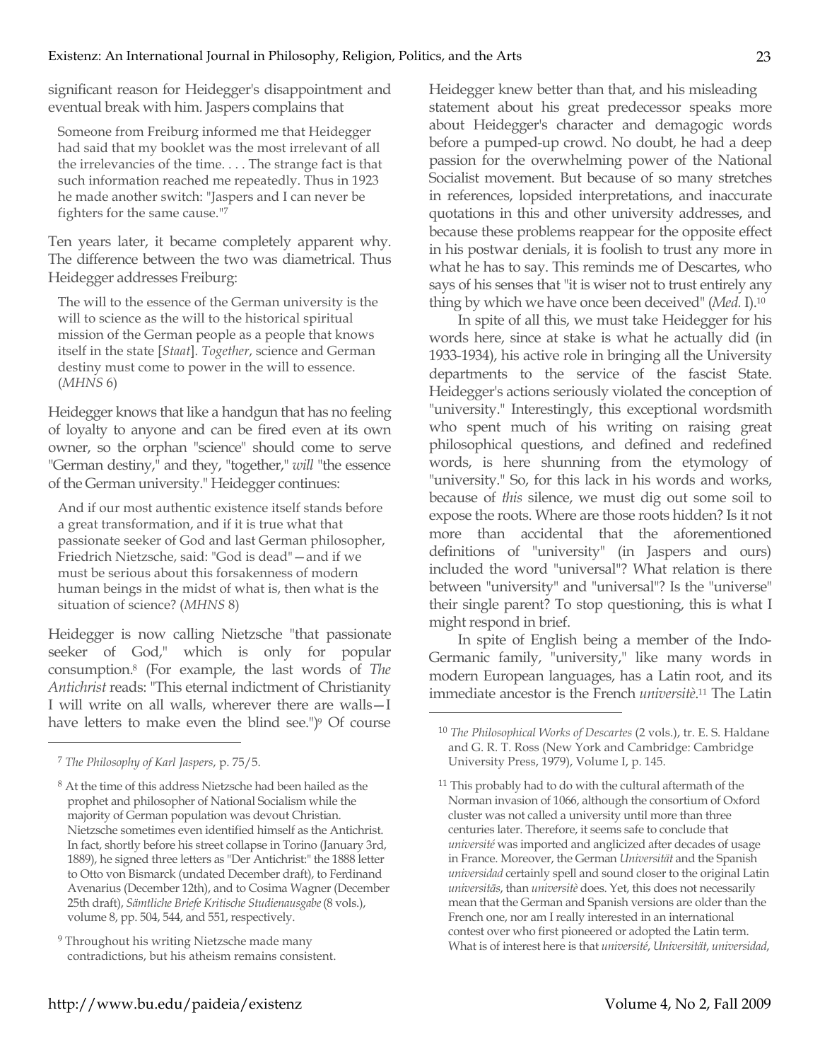significant reason for Heidegger's disappointment and eventual break with him. Jaspers complains that

> Someone from Freiburg informed me that Heidegger had said that my booklet was the most irrelevant of all the irrelevancies of the time. . . . The strange fact is that such information reached me repeatedly. Thus in 1923 he made another switch: "Jaspers and I can never be fighters for the same cause."[7]

Ten years later, it became completely apparent why. The difference between the two was diametrical. Thus Heidegger addresses Freiburg:

> The will to the essence of the German university is the will to science as the will to the historical spiritual mission of the German people as a people that knows itself in the state [*Staat*]. *Together*, science and German destiny must come to power in the will to essence. (*MHNS* 6)

Heidegger knows that like a handgun that has no feeling of loyalty to anyone and can be fired even at its own owner, so the orphan "science" should come to serve "German destiny," and they, "together," *will* "the essence of the German university." Heidegger continues:

> And if our most authentic existence itself stands before a great transformation, and if it is true what that passionate seeker of God and last German philosopher, Friedrich Nietzsche, said: "God is dead"—and if we must be serious about this forsakenness of modern human beings in the midst of what is, then what is the situation of science? (*MHNS* 8)

Heidegger is now calling Nietzsche "that passionate seeker of God," which is only for popular consumption.[8] (For example, the last words of *The Antichrist* reads: "This eternal indictment of Christianity I will write on all walls, wherever there are walls—I have letters to make even the blind see.")[9] Of course Heidegger knew better than that, and his misleading statement about his great predecessor speaks more about Heidegger's character and demagogic words before a pumped-up crowd. No doubt, he had a deep passion for the overwhelming power of the National Socialist movement. But because of so many stretches in references, lopsided interpretations, and inaccurate quotations in this and other university addresses, and because these problems reappear for the opposite effect in his postwar denials, it is foolish to trust any more in what he has to say. This reminds me of Descartes, who says of his senses that "it is wiser not to trust entirely any thing by which we have once been deceived" (*Med.* I).[10]

In spite of all this, we must take Heidegger for his words here, since at stake is what he actually did (in 1933-1934), his active role in bringing all the University departments to the service of the fascist State. Heidegger's actions seriously violated the conception of "university." Interestingly, this exceptional wordsmith who spent much of his writing on raising great philosophical questions, and defined and redefined words, is here shunning from the etymology of "university." So, for this lack in his words and works, because of *this* silence, we must dig out some soil to expose the roots. Where are those roots hidden? Is it not more than accidental that the aforementioned definitions of "university" (in Jaspers and ours) included the word "universal"? What relation is there between "university" and "universal"? Is the "universe" their single parent? To stop questioning, this is what I might respond in brief.

In spite of English being a member of the Indo-Germanic family, "university," like many words in modern European languages, has a Latin root, and its immediate ancestor is the French *universitè*.[11] The Latin

---

[7] *The Philosophy of Karl Jaspers*, p. 75/5.

[8] At the time of this address Nietzsche had been hailed as the prophet and philosopher of National Socialism while the majority of German population was devout Christian. Nietzsche sometimes even identified himself as the Antichrist. In fact, shortly before his street collapse in Torino (January 3rd, 1889), he signed three letters as "Der Antichrist:" the 1888 letter to Otto von Bismarck (undated December draft), to Ferdinand Avenarius (December 12th), and to Cosima Wagner (December 25th draft), *Sämtliche Briefe Kritische Studienausgabe* (8 vols.), volume 8, pp. 504, 544, and 551, respectively.

[9] Throughout his writing Nietzsche made many contradictions, but his atheism remains consistent.

[10] *The Philosophical Works of Descartes* (2 vols.), tr. E. S. Haldane and G. R. T. Ross (New York and Cambridge: Cambridge University Press, 1979), Volume I, p. 145.

[11] This probably had to do with the cultural aftermath of the Norman invasion of 1066, although the consortium of Oxford cluster was not called a university until more than three centuries later. Therefore, it seems safe to conclude that *université* was imported and anglicized after decades of usage in France. Moreover, the German *Universität* and the Spanish *universidad* certainly spell and sound closer to the original Latin *universitās*, than *universitè* does. Yet, this does not necessarily mean that the German and Spanish versions are older than the French one, nor am I really interested in an international contest over who first pioneered or adopted the Latin term. What is of interest here is that *université*, *Universität*, *universidad*,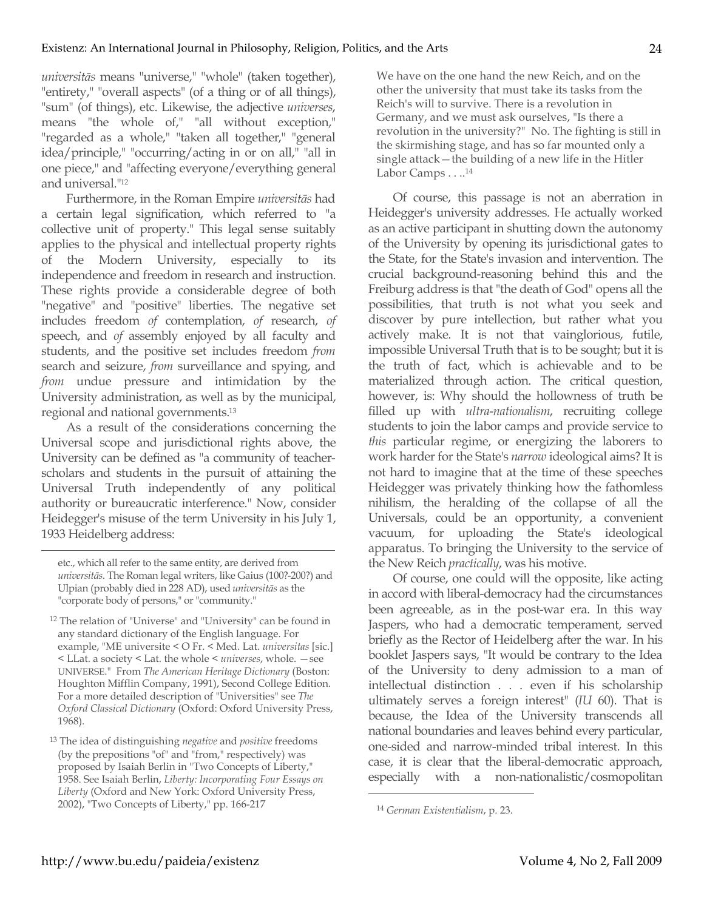*universitās* means "universe," "whole" (taken together), "entirety," "overall aspects" (of a thing or of all things), "sum" (of things), etc. Likewise, the adjective *universes*, means "the whole of," "all without exception," "regarded as a whole," "taken all together," "general idea/principle," "occurring/acting in or on all," "all in one piece," and "affecting everyone/everything general and universal."[12]

Furthermore, in the Roman Empire *universitās* had a certain legal signification, which referred to "a collective unit of property." This legal sense suitably applies to the physical and intellectual property rights of the Modern University, especially to its independence and freedom in research and instruction. These rights provide a considerable degree of both "negative" and "positive" liberties. The negative set includes freedom *of* contemplation, *of* research, *of* speech, and *of* assembly enjoyed by all faculty and students, and the positive set includes freedom *from* search and seizure, *from* surveillance and spying, and *from* undue pressure and intimidation by the University administration, as well as by the municipal, regional and national governments.[13]

As a result of the considerations concerning the Universal scope and jurisdictional rights above, the University can be defined as "a community of teacher-scholars and students in the pursuit of attaining the Universal Truth independently of any political authority or bureaucratic interference." Now, consider Heidegger's misuse of the term University in his July 1, 1933 Heidelberg address:

> We have on the one hand the new Reich, and on the other the university that must take its tasks from the Reich's will to survive. There is a revolution in Germany, and we must ask ourselves, "Is there a revolution in the university?" No. The fighting is still in the skirmishing stage, and has so far mounted only a single attack—the building of a new life in the Hitler Labor Camps . . ..[14]

Of course, this passage is not an aberration in Heidegger's university addresses. He actually worked as an active participant in shutting down the autonomy of the University by opening its jurisdictional gates to the State, for the State's invasion and intervention. The crucial background-reasoning behind this and the Freiburg address is that "the death of God" opens all the possibilities, that truth is not what you seek and discover by pure intellection, but rather what you actively make. It is not that vainglorious, futile, impossible Universal Truth that is to be sought; but it is the truth of fact, which is achievable and to be materialized through action. The critical question, however, is: Why should the hollowness of truth be filled up with *ultra-nationalism*, recruiting college students to join the labor camps and provide service to *this* particular regime, or energizing the laborers to work harder for the State's *narrow* ideological aims? It is not hard to imagine that at the time of these speeches Heidegger was privately thinking how the fathomless nihilism, the heralding of the collapse of all the Universals, could be an opportunity, a convenient vacuum, for uploading the State's ideological apparatus. To bringing the University to the service of the New Reich *practically*, was his motive.

Of course, one could will the opposite, like acting in accord with liberal-democracy had the circumstances been agreeable, as in the post-war era. In this way Jaspers, who had a democratic temperament, served briefly as the Rector of Heidelberg after the war. In his booklet Jaspers says, "It would be contrary to the Idea of the University to deny admission to a man of intellectual distinction . . . even if his scholarship ultimately serves a foreign interest" (*IU* 60). That is because, the Idea of the University transcends all national boundaries and leaves behind every particular, one-sided and narrow-minded tribal interest. In this case, it is clear that the liberal-democratic approach, especially with a non-nationalistic/cosmopolitan

---

etc., which all refer to the same entity, are derived from *universitās*. The Roman legal writers, like Gaius (100?-200?) and Ulpian (probably died in 228 AD), used *universitās* as the "corporate body of persons," or "community."

[12] The relation of "Universe" and "University" can be found in any standard dictionary of the English language. For example, "ME universite < O Fr. < Med. Lat. *universitas* [sic.] < LLat. a society < Lat. the whole < *universes*, whole. —see UNIVERSE." From *The American Heritage Dictionary* (Boston: Houghton Mifflin Company, 1991), Second College Edition. For a more detailed description of "Universities" see *The Oxford Classical Dictionary* (Oxford: Oxford University Press, 1968).

[13] The idea of distinguishing *negative* and *positive* freedoms (by the prepositions "of" and "from," respectively) was proposed by Isaiah Berlin in "Two Concepts of Liberty," 1958. See Isaiah Berlin, *Liberty: Incorporating Four Essays on Liberty* (Oxford and New York: Oxford University Press, 2002), "Two Concepts of Liberty," pp. 166-217

[14] *German Existentialism*, p. 23.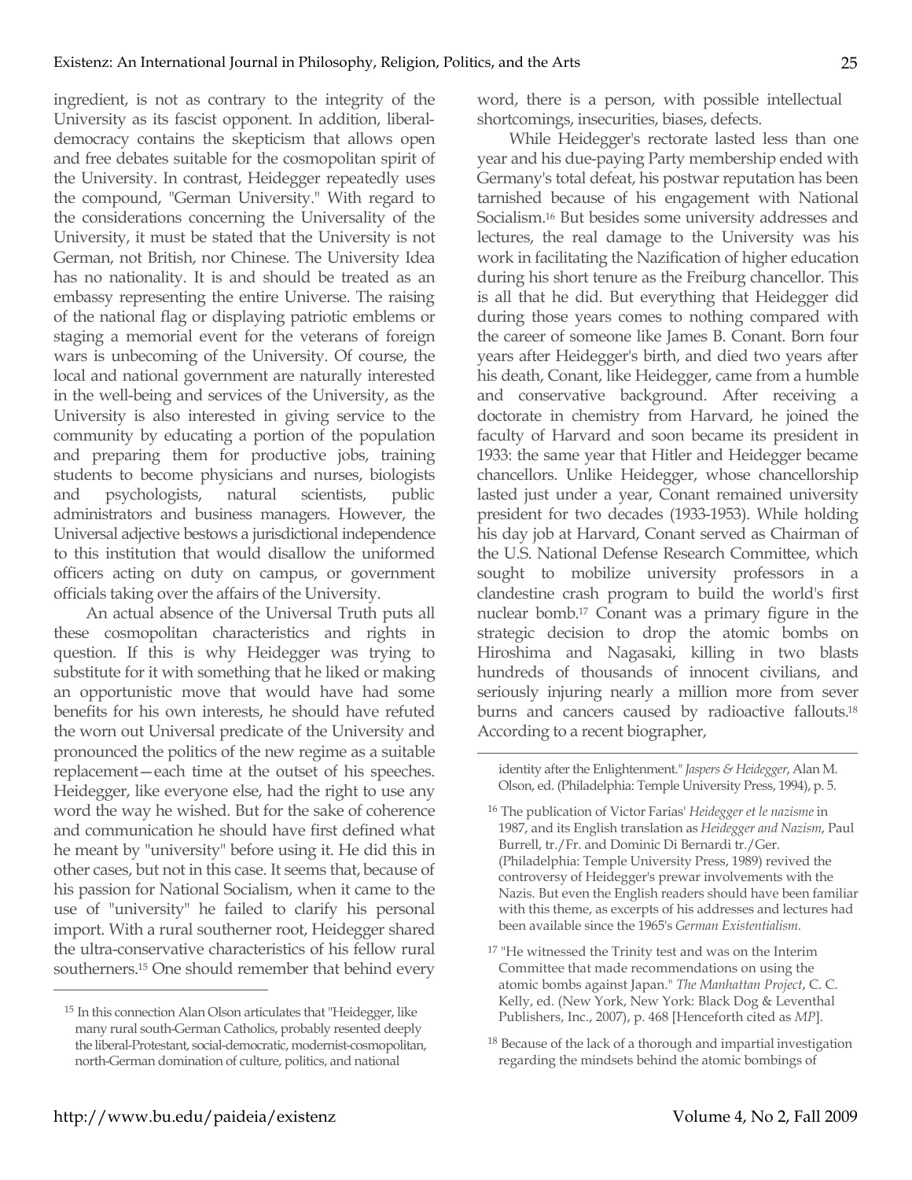ingredient, is not as contrary to the integrity of the University as its fascist opponent. In addition, liberal-democracy contains the skepticism that allows open and free debates suitable for the cosmopolitan spirit of the University. In contrast, Heidegger repeatedly uses the compound, "German University." With regard to the considerations concerning the Universality of the University, it must be stated that the University is not German, not British, nor Chinese. The University Idea has no nationality. It is and should be treated as an embassy representing the entire Universe. The raising of the national flag or displaying patriotic emblems or staging a memorial event for the veterans of foreign wars is unbecoming of the University. Of course, the local and national government are naturally interested in the well-being and services of the University, as the University is also interested in giving service to the community by educating a portion of the population and preparing them for productive jobs, training students to become physicians and nurses, biologists and psychologists, natural scientists, public administrators and business managers. However, the Universal adjective bestows a jurisdictional independence to this institution that would disallow the uniformed officers acting on duty on campus, or government officials taking over the affairs of the University.

An actual absence of the Universal Truth puts all these cosmopolitan characteristics and rights in question. If this is why Heidegger was trying to substitute for it with something that he liked or making an opportunistic move that would have had some benefits for his own interests, he should have refuted the worn out Universal predicate of the University and pronounced the politics of the new regime as a suitable replacement—each time at the outset of his speeches. Heidegger, like everyone else, had the right to use any word the way he wished. But for the sake of coherence and communication he should have first defined what he meant by "university" before using it. He did this in other cases, but not in this case. It seems that, because of his passion for National Socialism, when it came to the use of "university" he failed to clarify his personal import. With a rural southerner root, Heidegger shared the ultra-conservative characteristics of his fellow rural southerners.[15] One should remember that behind every word, there is a person, with possible intellectual shortcomings, insecurities, biases, defects.

While Heidegger's rectorate lasted less than one year and his due-paying Party membership ended with Germany's total defeat, his postwar reputation has been tarnished because of his engagement with National Socialism.[16] But besides some university addresses and lectures, the real damage to the University was his work in facilitating the Nazification of higher education during his short tenure as the Freiburg chancellor. This is all that he did. But everything that Heidegger did during those years comes to nothing compared with the career of someone like James B. Conant. Born four years after Heidegger's birth, and died two years after his death, Conant, like Heidegger, came from a humble and conservative background. After receiving a doctorate in chemistry from Harvard, he joined the faculty of Harvard and soon became its president in 1933: the same year that Hitler and Heidegger became chancellors. Unlike Heidegger, whose chancellorship lasted just under a year, Conant remained university president for two decades (1933-1953). While holding his day job at Harvard, Conant served as Chairman of the U.S. National Defense Research Committee, which sought to mobilize university professors in a clandestine crash program to build the world's first nuclear bomb.[17] Conant was a primary figure in the strategic decision to drop the atomic bombs on Hiroshima and Nagasaki, killing in two blasts hundreds of thousands of innocent civilians, and seriously injuring nearly a million more from sever burns and cancers caused by radioactive fallouts.[18] According to a recent biographer,

---

[15] In this connection Alan Olson articulates that "Heidegger, like many rural south-German Catholics, probably resented deeply the liberal-Protestant, social-democratic, modernist-cosmopolitan, north-German domination of culture, politics, and national identity after the Enlightenment." *Jaspers & Heidegger*, Alan M. Olson, ed. (Philadelphia: Temple University Press, 1994), p. 5.

[16] The publication of Victor Farias' *Heidegger et le nazisme* in 1987, and its English translation as *Heidegger and Nazism*, Paul Burrell, tr./Fr. and Dominic Di Bernardi tr./Ger. (Philadelphia: Temple University Press, 1989) revived the controversy of Heidegger's prewar involvements with the Nazis. But even the English readers should have been familiar with this theme, as excerpts of his addresses and lectures had been available since the 1965's *German Existentialism.*

[17] "He witnessed the Trinity test and was on the Interim Committee that made recommendations on using the atomic bombs against Japan." *The Manhattan Project*, C. C. Kelly, ed. (New York, New York: Black Dog & Leventhal Publishers, Inc., 2007), p. 468 [Henceforth cited as *MP*].

[18] Because of the lack of a thorough and impartial investigation regarding the mindsets behind the atomic bombings of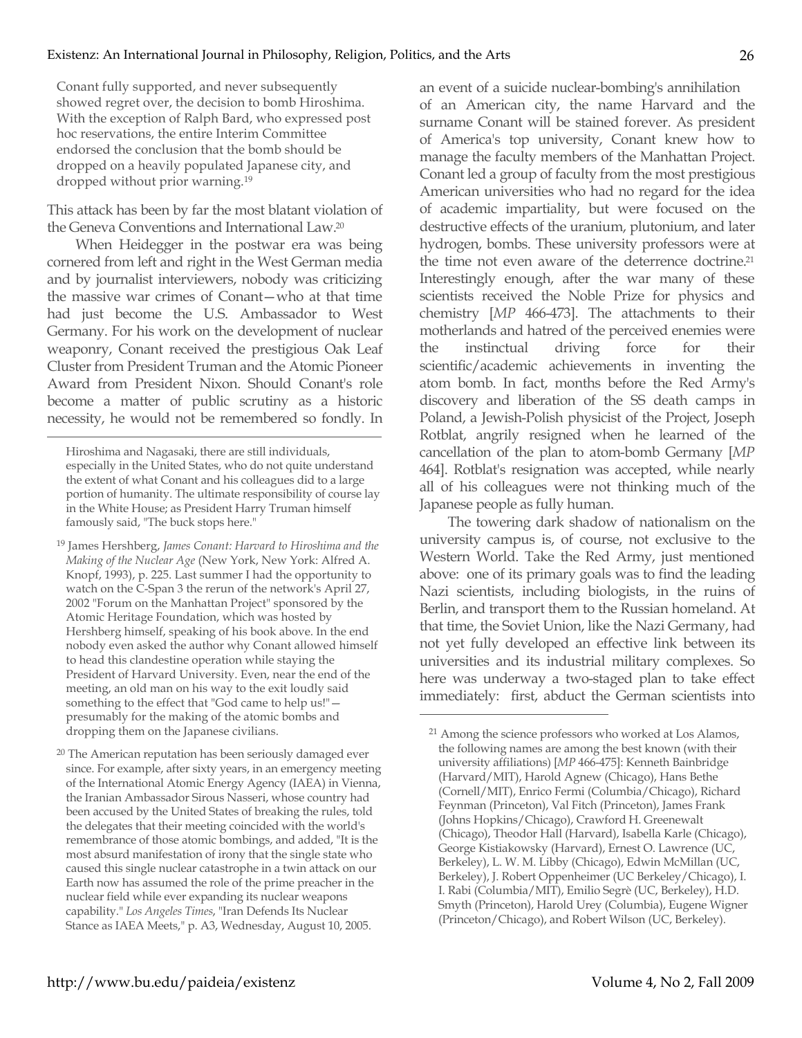> Conant fully supported, and never subsequently showed regret over, the decision to bomb Hiroshima. With the exception of Ralph Bard, who expressed post hoc reservations, the entire Interim Committee endorsed the conclusion that the bomb should be dropped on a heavily populated Japanese city, and dropped without prior warning.[19]

This attack has been by far the most blatant violation of the Geneva Conventions and International Law.[20]

When Heidegger in the postwar era was being cornered from left and right in the West German media and by journalist interviewers, nobody was criticizing the massive war crimes of Conant—who at that time had just become the U.S. Ambassador to West Germany. For his work on the development of nuclear weaponry, Conant received the prestigious Oak Leaf Cluster from President Truman and the Atomic Pioneer Award from President Nixon. Should Conant's role become a matter of public scrutiny as a historic necessity, he would not be remembered so fondly. In an event of a suicide nuclear-bombing's annihilation of an American city, the name Harvard and the surname Conant will be stained forever. As president of America's top university, Conant knew how to manage the faculty members of the Manhattan Project. Conant led a group of faculty from the most prestigious American universities who had no regard for the idea of academic impartiality, but were focused on the destructive effects of the uranium, plutonium, and later hydrogen, bombs. These university professors were at the time not even aware of the deterrence doctrine.[21] Interestingly enough, after the war many of these scientists received the Noble Prize for physics and chemistry [*MP* 466-473]. The attachments to their motherlands and hatred of the perceived enemies were the instinctual driving force for their scientific/academic achievements in inventing the atom bomb. In fact, months before the Red Army's discovery and liberation of the SS death camps in Poland, a Jewish-Polish physicist of the Project, Joseph Rotblat, angrily resigned when he learned of the cancellation of the plan to atom-bomb Germany [*MP* 464]. Rotblat's resignation was accepted, while nearly all of his colleagues were not thinking much of the Japanese people as fully human.

The towering dark shadow of nationalism on the university campus is, of course, not exclusive to the Western World. Take the Red Army, just mentioned above: one of its primary goals was to find the leading Nazi scientists, including biologists, in the ruins of Berlin, and transport them to the Russian homeland. At that time, the Soviet Union, like the Nazi Germany, had not yet fully developed an effective link between its universities and its industrial military complexes. So here was underway a two-staged plan to take effect immediately: first, abduct the German scientists into

---

Hiroshima and Nagasaki, there are still individuals, especially in the United States, who do not quite understand the extent of what Conant and his colleagues did to a large portion of humanity. The ultimate responsibility of course lay in the White House; as President Harry Truman himself famously said, "The buck stops here."

[19] James Hershberg, *James Conant: Harvard to Hiroshima and the Making of the Nuclear Age* (New York, New York: Alfred A. Knopf, 1993), p. 225. Last summer I had the opportunity to watch on the C-Span 3 the rerun of the network's April 27, 2002 "Forum on the Manhattan Project" sponsored by the Atomic Heritage Foundation, which was hosted by Hershberg himself, speaking of his book above. In the end nobody even asked the author why Conant allowed himself to head this clandestine operation while staying the President of Harvard University. Even, near the end of the meeting, an old man on his way to the exit loudly said something to the effect that "God came to help us!"—presumably for the making of the atomic bombs and dropping them on the Japanese civilians.

[20] The American reputation has been seriously damaged ever since. For example, after sixty years, in an emergency meeting of the International Atomic Energy Agency (IAEA) in Vienna, the Iranian Ambassador Sirous Nasseri, whose country had been accused by the United States of breaking the rules, told the delegates that their meeting coincided with the world's remembrance of those atomic bombings, and added, "It is the most absurd manifestation of irony that the single state who caused this single nuclear catastrophe in a twin attack on our Earth now has assumed the role of the prime preacher in the nuclear field while ever expanding its nuclear weapons capability." *Los Angeles Times*, "Iran Defends Its Nuclear Stance as IAEA Meets," p. A3, Wednesday, August 10, 2005.

[21] Among the science professors who worked at Los Alamos, the following names are among the best known (with their university affiliations) [*MP* 466-475]: Kenneth Bainbridge (Harvard/MIT), Harold Agnew (Chicago), Hans Bethe (Cornell/MIT), Enrico Fermi (Columbia/Chicago), Richard Feynman (Princeton), Val Fitch (Princeton), James Frank (Johns Hopkins/Chicago), Crawford H. Greenewalt (Chicago), Theodor Hall (Harvard), Isabella Karle (Chicago), George Kistiakowsky (Harvard), Ernest O. Lawrence (UC, Berkeley), L. W. M. Libby (Chicago), Edwin McMillan (UC, Berkeley), J. Robert Oppenheimer (UC Berkeley/Chicago), I. I. Rabi (Columbia/MIT), Emilio Segrè (UC, Berkeley), H.D. Smyth (Princeton), Harold Urey (Columbia), Eugene Wigner (Princeton/Chicago), and Robert Wilson (UC, Berkeley).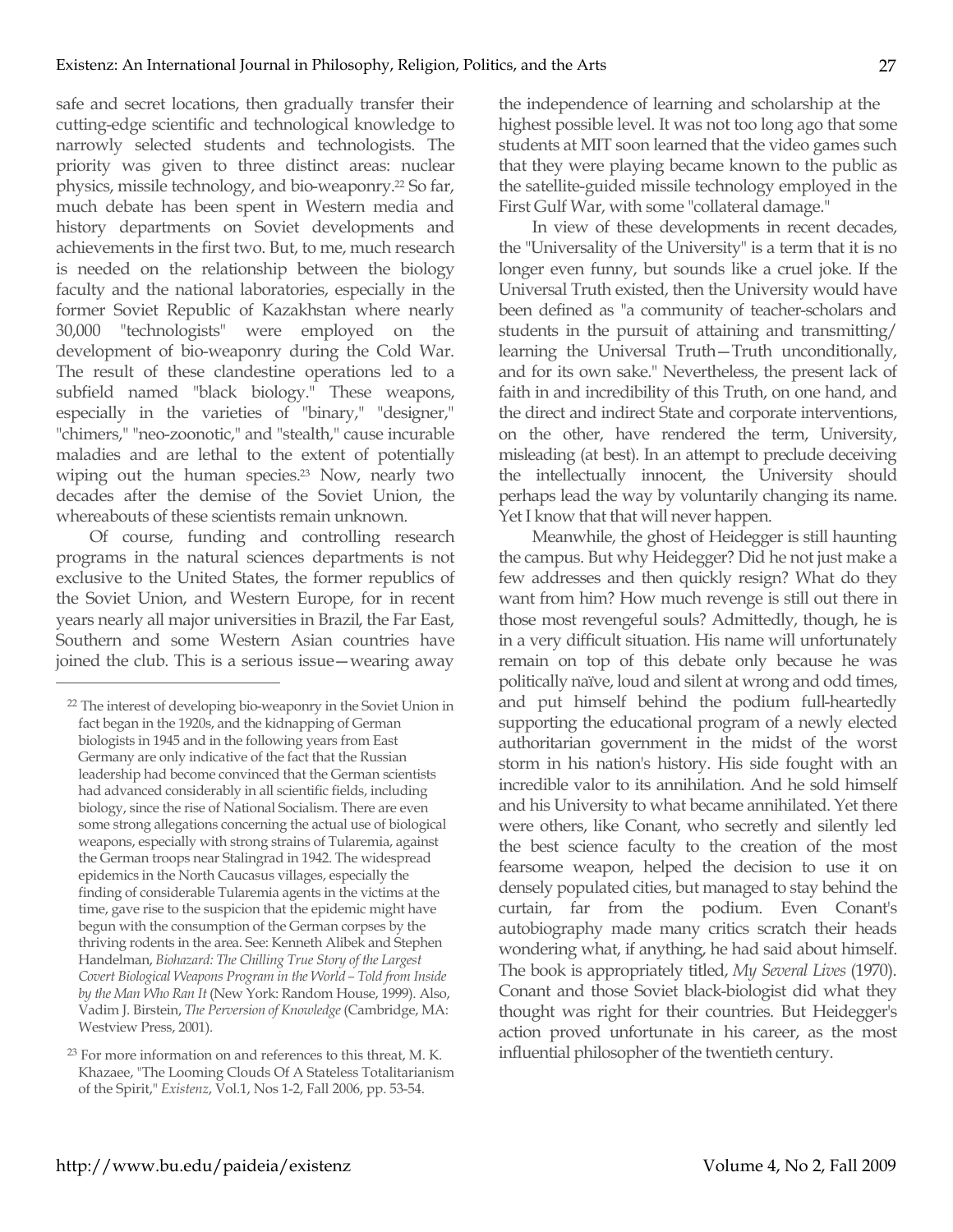safe and secret locations, then gradually transfer their cutting-edge scientific and technological knowledge to narrowly selected students and technologists. The priority was given to three distinct areas: nuclear physics, missile technology, and bio-weaponry.[22] So far, much debate has been spent in Western media and history departments on Soviet developments and achievements in the first two. But, to me, much research is needed on the relationship between the biology faculty and the national laboratories, especially in the former Soviet Republic of Kazakhstan where nearly 30,000 "technologists" were employed on the development of bio-weaponry during the Cold War. The result of these clandestine operations led to a subfield named "black biology." These weapons, especially in the varieties of "binary," "designer," "chimers," "neo-zoonotic," and "stealth," cause incurable maladies and are lethal to the extent of potentially wiping out the human species.[23] Now, nearly two decades after the demise of the Soviet Union, the whereabouts of these scientists remain unknown.

Of course, funding and controlling research programs in the natural sciences departments is not exclusive to the United States, the former republics of the Soviet Union, and Western Europe, for in recent years nearly all major universities in Brazil, the Far East, Southern and some Western Asian countries have joined the club. This is a serious issue—wearing away the independence of learning and scholarship at the highest possible level. It was not too long ago that some students at MIT soon learned that the video games such that they were playing became known to the public as the satellite-guided missile technology employed in the First Gulf War, with some "collateral damage."

In view of these developments in recent decades, the "Universality of the University" is a term that it is no longer even funny, but sounds like a cruel joke. If the Universal Truth existed, then the University would have been defined as "a community of teacher-scholars and students in the pursuit of attaining and transmitting/learning the Universal Truth—Truth unconditionally, and for its own sake." Nevertheless, the present lack of faith in and incredibility of this Truth, on one hand, and the direct and indirect State and corporate interventions, on the other, have rendered the term, University, misleading (at best). In an attempt to preclude deceiving the intellectually innocent, the University should perhaps lead the way by voluntarily changing its name. Yet I know that that will never happen.

Meanwhile, the ghost of Heidegger is still haunting the campus. But why Heidegger? Did he not just make a few addresses and then quickly resign? What do they want from him? How much revenge is still out there in those most revengeful souls? Admittedly, though, he is in a very difficult situation. His name will unfortunately remain on top of this debate only because he was politically naïve, loud and silent at wrong and odd times, and put himself behind the podium full-heartedly supporting the educational program of a newly elected authoritarian government in the midst of the worst storm in his nation's history. His side fought with an incredible valor to its annihilation. And he sold himself and his University to what became annihilated. Yet there were others, like Conant, who secretly and silently led the best science faculty to the creation of the most fearsome weapon, helped the decision to use it on densely populated cities, but managed to stay behind the curtain, far from the podium. Even Conant's autobiography made many critics scratch their heads wondering what, if anything, he had said about himself. The book is appropriately titled, *My Several Lives* (1970). Conant and those Soviet black-biologist did what they thought was right for their countries. But Heidegger's action proved unfortunate in his career, as the most influential philosopher of the twentieth century.

---

[22] The interest of developing bio-weaponry in the Soviet Union in fact began in the 1920s, and the kidnapping of German biologists in 1945 and in the following years from East Germany are only indicative of the fact that the Russian leadership had become convinced that the German scientists had advanced considerably in all scientific fields, including biology, since the rise of National Socialism. There are even some strong allegations concerning the actual use of biological weapons, especially with strong strains of Tularemia, against the German troops near Stalingrad in 1942. The widespread epidemics in the North Caucasus villages, especially the finding of considerable Tularemia agents in the victims at the time, gave rise to the suspicion that the epidemic might have begun with the consumption of the German corpses by the thriving rodents in the area. See: Kenneth Alibek and Stephen Handelman, *Biohazard: The Chilling True Story of the Largest Covert Biological Weapons Program in the World – Told from Inside by the Man Who Ran It* (New York: Random House, 1999). Also, Vadim J. Birstein, *The Perversion of Knowledge* (Cambridge, MA: Westview Press, 2001).

[23] For more information on and references to this threat, M. K. Khazaee, "The Looming Clouds Of A Stateless Totalitarianism of the Spirit," *Existenz*, Vol.1, Nos 1-2, Fall 2006, pp. 53-54.